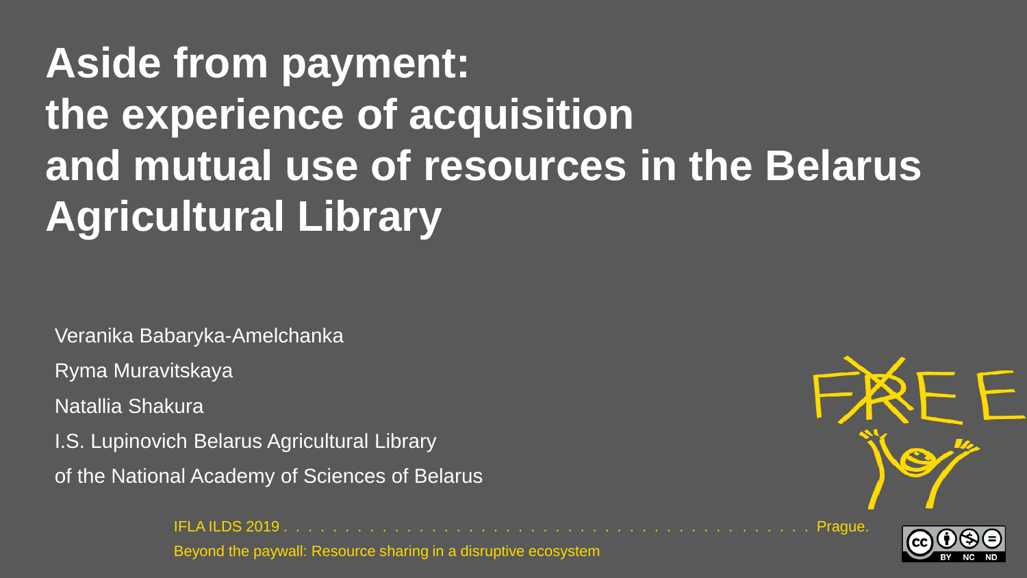# Aside from payment: the experience of acquisition and mutual use of resources in the Belarus Agricultural Library

Veranika Babaryka-Amelchanka

Ryma Muravitskaya

Natallia Shakura

I.S. Lupinovich Belarus Agricultural Library

of the National Academy of Sciences of Belarus

IFLA ILDS 2019 . . . . . . . . . . . . . . . . . . . . . . . . . . . . . . . . . . . . . . . . . . Prague.

Beyond the paywall: Resource sharing in a disruptive ecosystem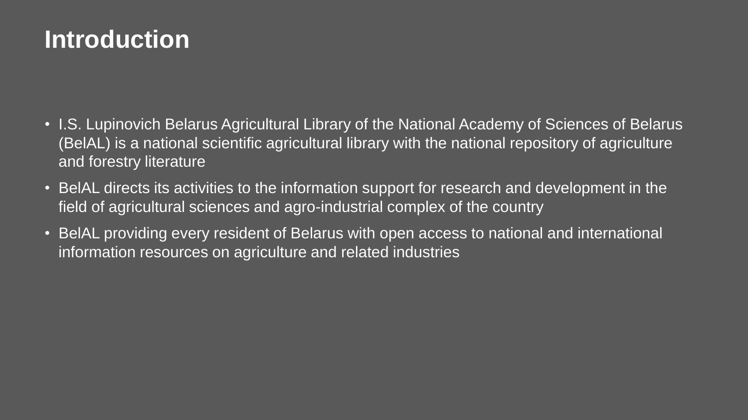# Introduction

- I.S. Lupinovich Belarus Agricultural Library of the National Academy of Sciences of Belarus (BelAL) is a national scientific agricultural library with the national repository of agriculture and forestry literature
- BelAL directs its activities to the information support for research and development in the field of agricultural sciences and agro-industrial complex of the country
- BelAL providing every resident of Belarus with open access to national and international information resources on agriculture and related industries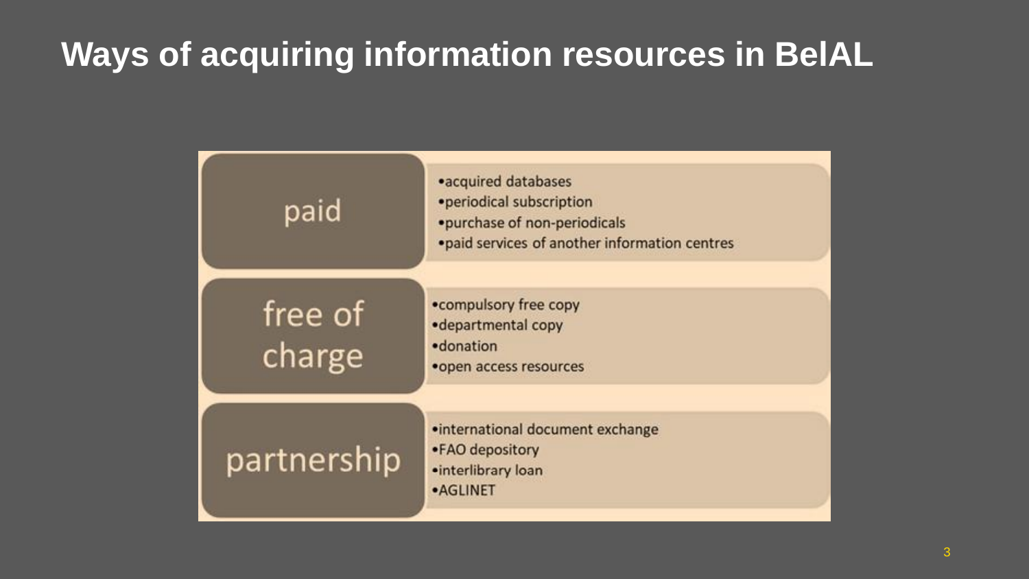# Ways of acquiring information resources in BelAL

| | |
|---|---|
| paid | • acquired databases<br>• periodical subscription<br>• purchase of non-periodicals<br>• paid services of another information centres |
| free of charge | • compulsory free copy<br>• departmental copy<br>• donation<br>• open access resources |
| partnership | • international document exchange<br>• FAO depository<br>• interlibrary loan<br>• AGLINET |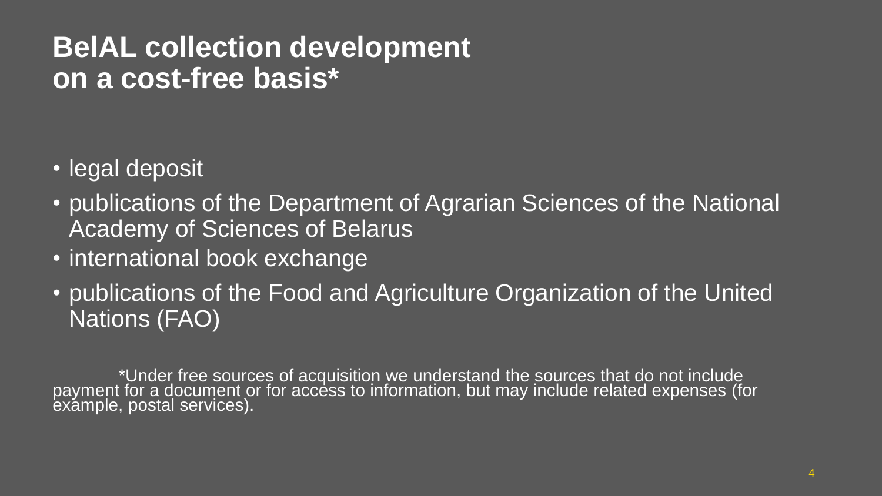# BelAL collection development on a cost-free basis*

- legal deposit
- publications of the Department of Agrarian Sciences of the National Academy of Sciences of Belarus
- international book exchange
- publications of the Food and Agriculture Organization of the United Nations (FAO)

*Under free sources of acquisition we understand the sources that do not include payment for a document or for access to information, but may include related expenses (for example, postal services).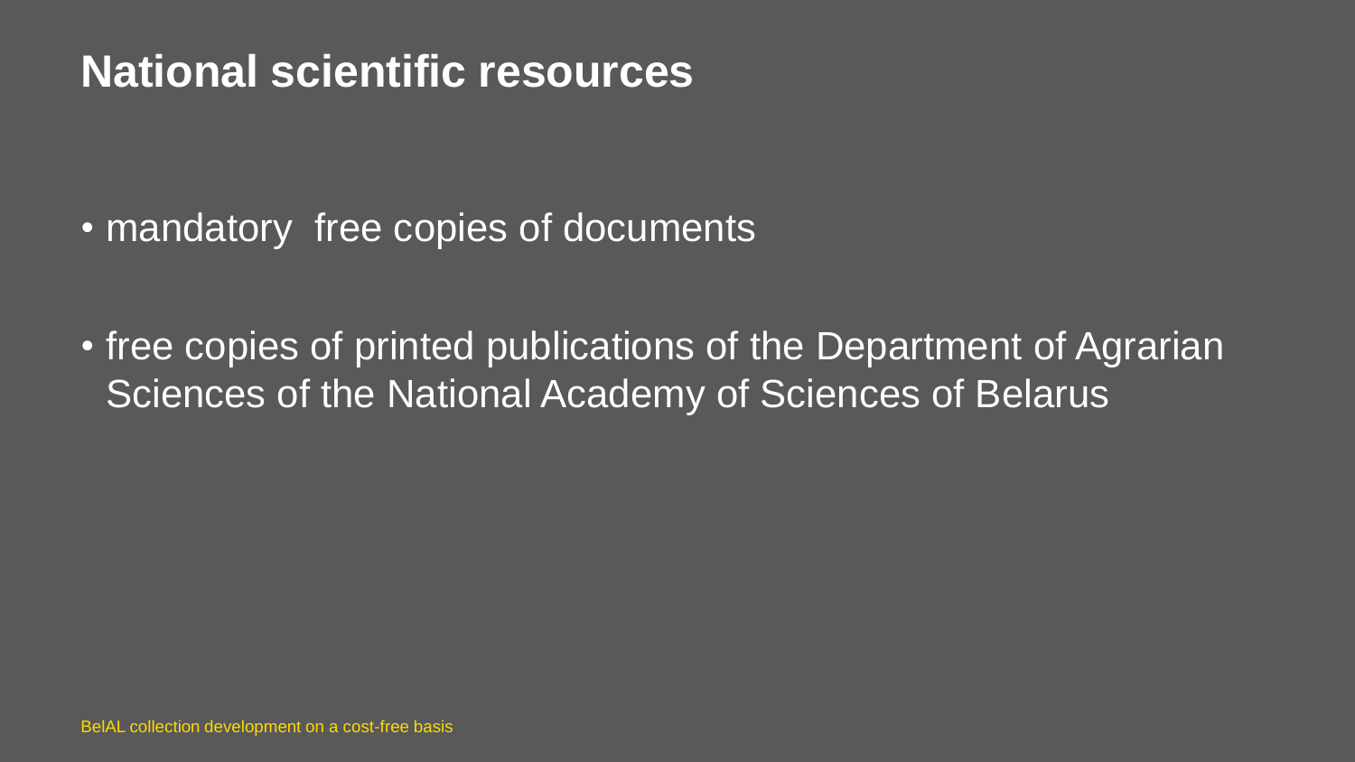# National scientific resources

- mandatory free copies of documents
- free copies of printed publications of the Department of Agrarian Sciences of the National Academy of Sciences of Belarus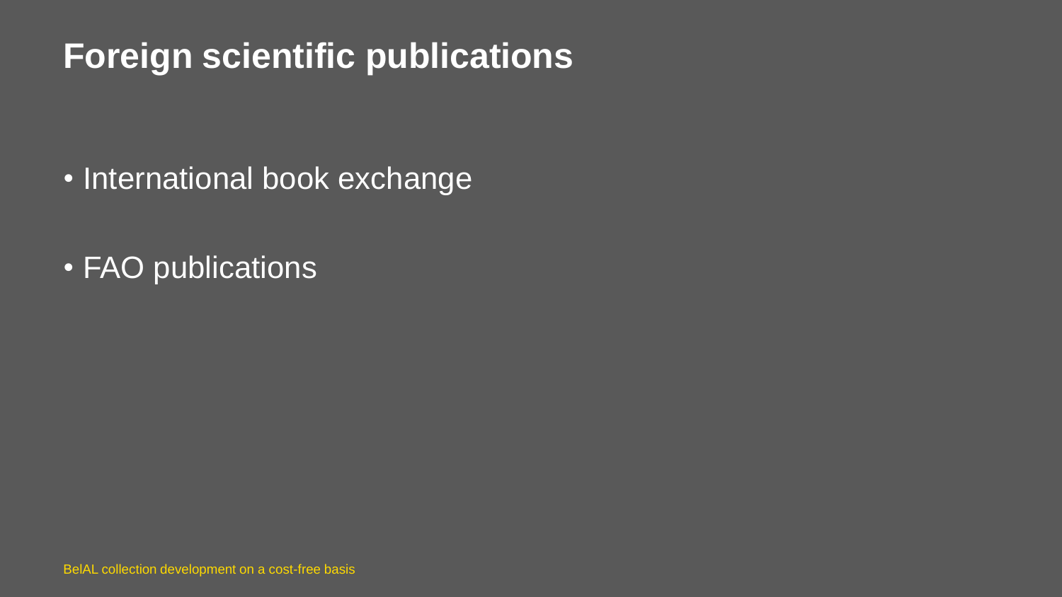# Foreign scientific publications

- International book exchange
- FAO publications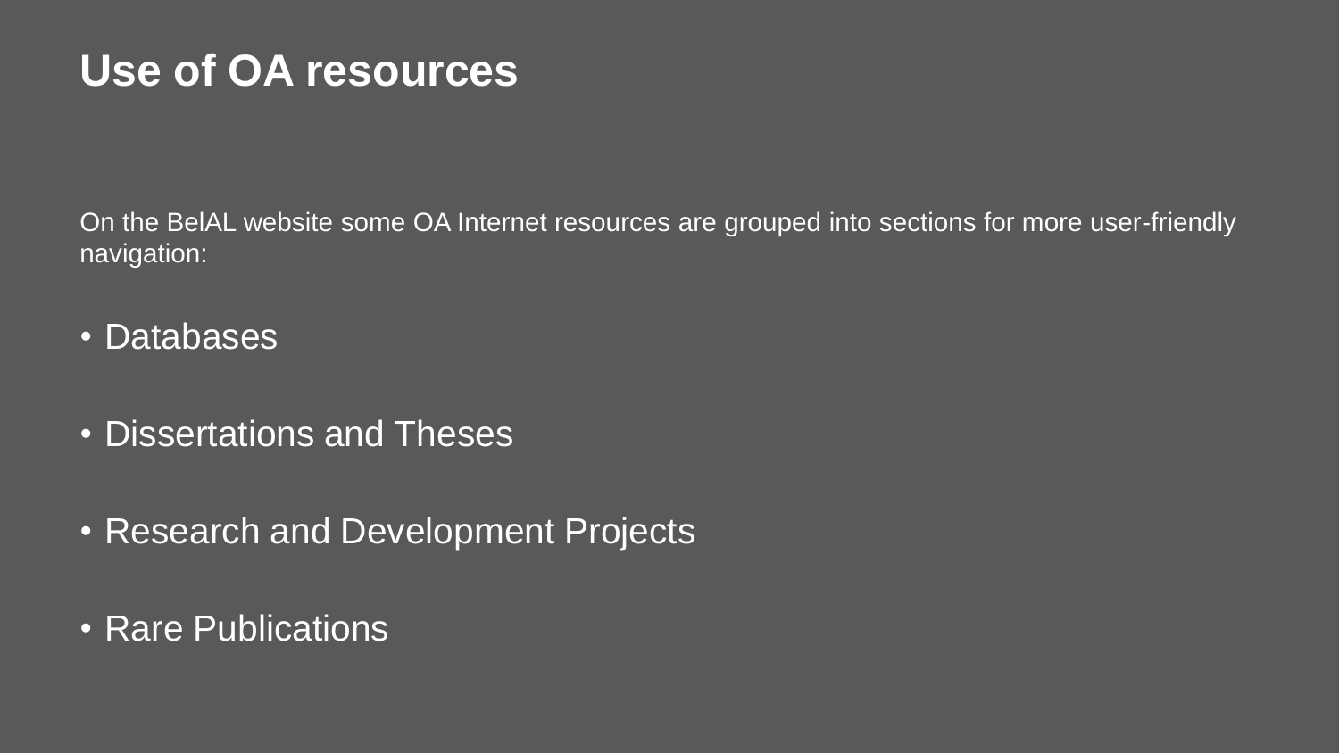# Use of OA resources

On the BelAL website some OA Internet resources are grouped into sections for more user-friendly navigation:

- Databases
- Dissertations and Theses
- Research and Development Projects
- Rare Publications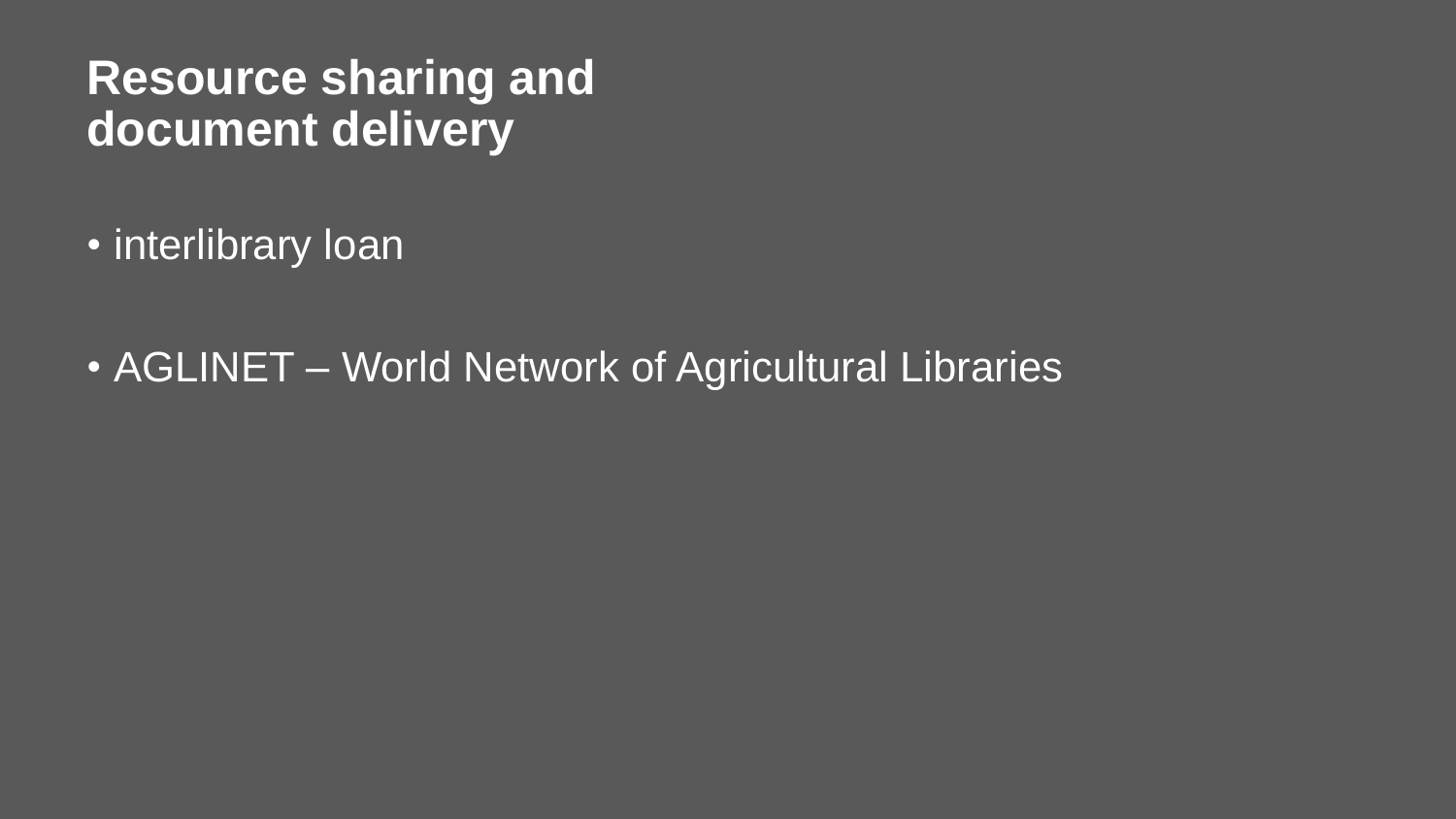# Resource sharing and document delivery

- interlibrary loan
- AGLINET – World Network of Agricultural Libraries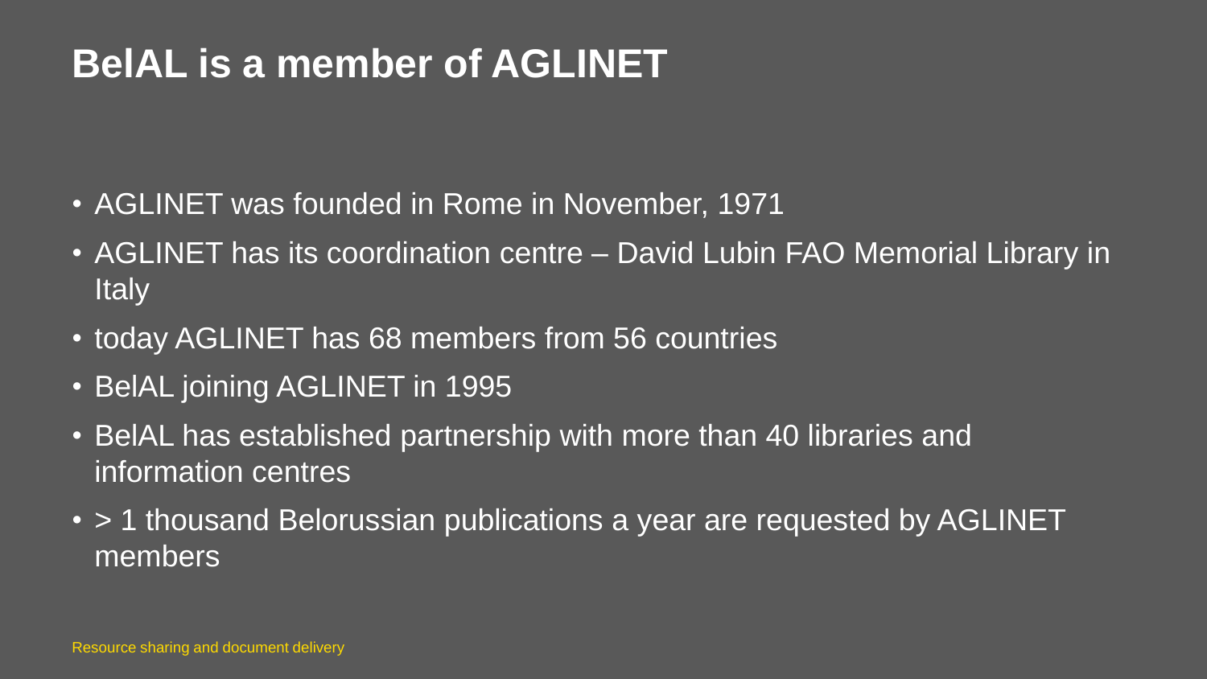# BelAL is a member of AGLINET

- AGLINET was founded in Rome in November, 1971
- AGLINET has its coordination centre – David Lubin FAO Memorial Library in Italy
- today AGLINET has 68 members from 56 countries
- BelAL joining AGLINET in 1995
- BelAL has established partnership with more than 40 libraries and information centres
- > 1 thousand Belorussian publications a year are requested by AGLINET members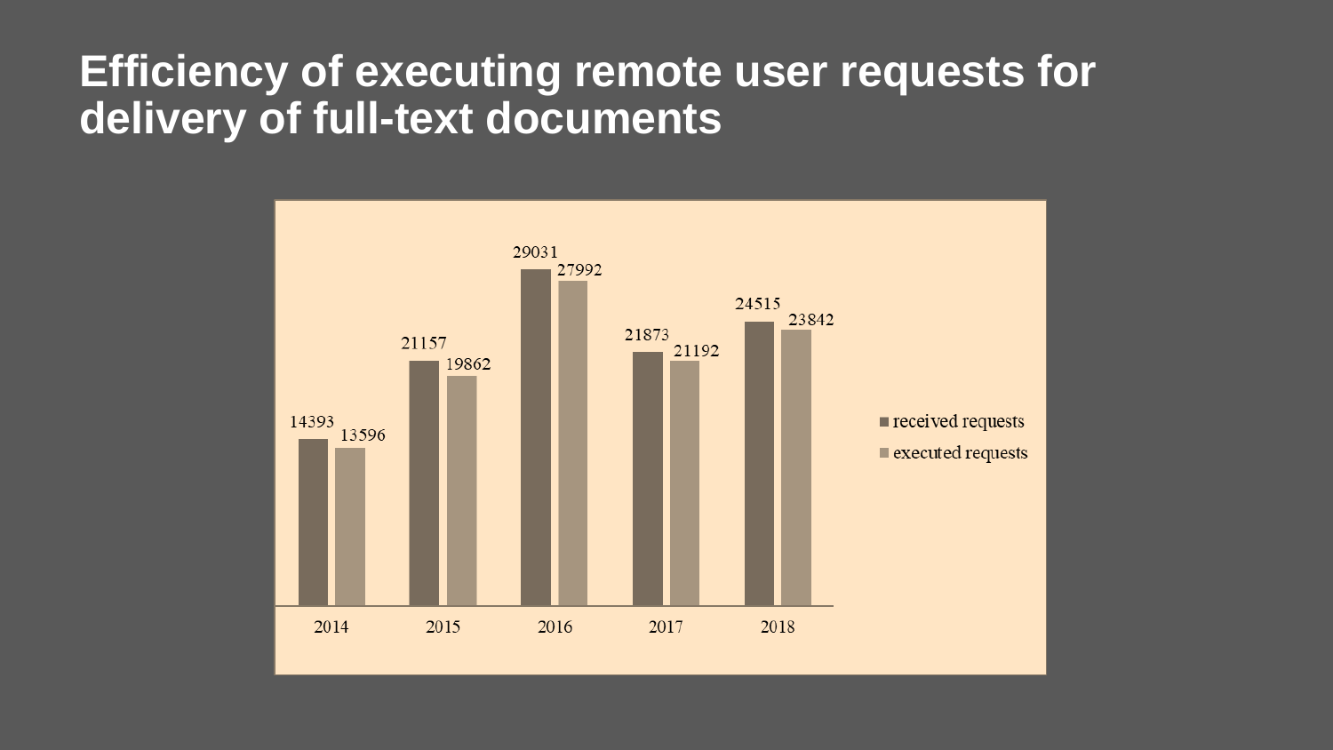# Efficiency of executing remote user requests for delivery of full-text documents

| Year | received requests | executed requests |
|---|---|---|
| 2014 | 14393 | 13596 |
| 2015 | 21157 | 19862 |
| 2016 | 29031 | 27992 |
| 2017 | 21873 | 21192 |
| 2018 | 24515 | 23842 |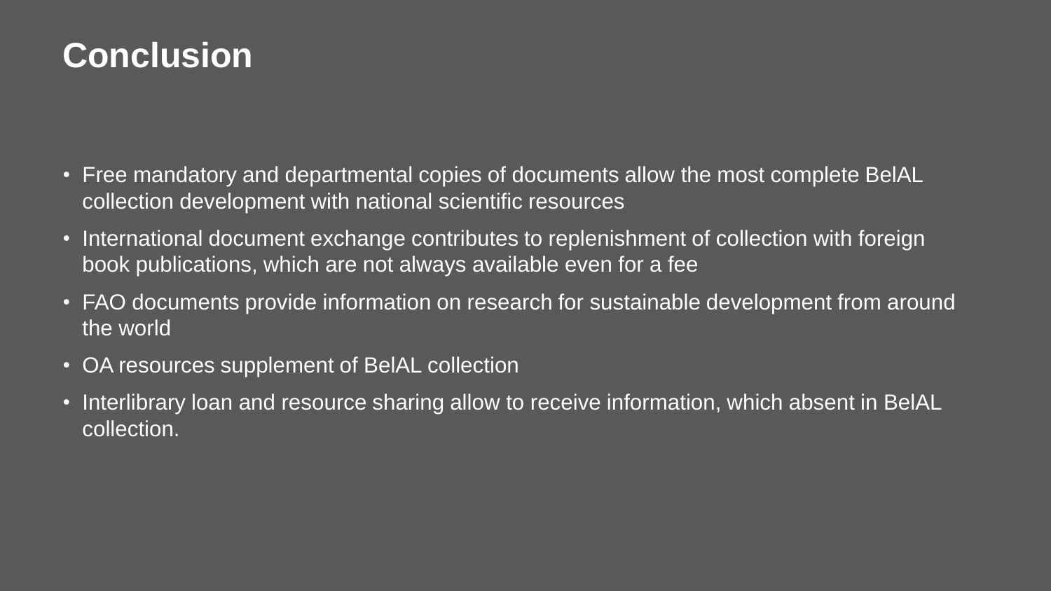# Conclusion

- Free mandatory and departmental copies of documents allow the most complete BelAL collection development with national scientific resources
- International document exchange contributes to replenishment of collection with foreign book publications, which are not always available even for a fee
- FAO documents provide information on research for sustainable development from around the world
- OA resources supplement of BelAL collection
- Interlibrary loan and resource sharing allow to receive information, which absent in BelAL collection.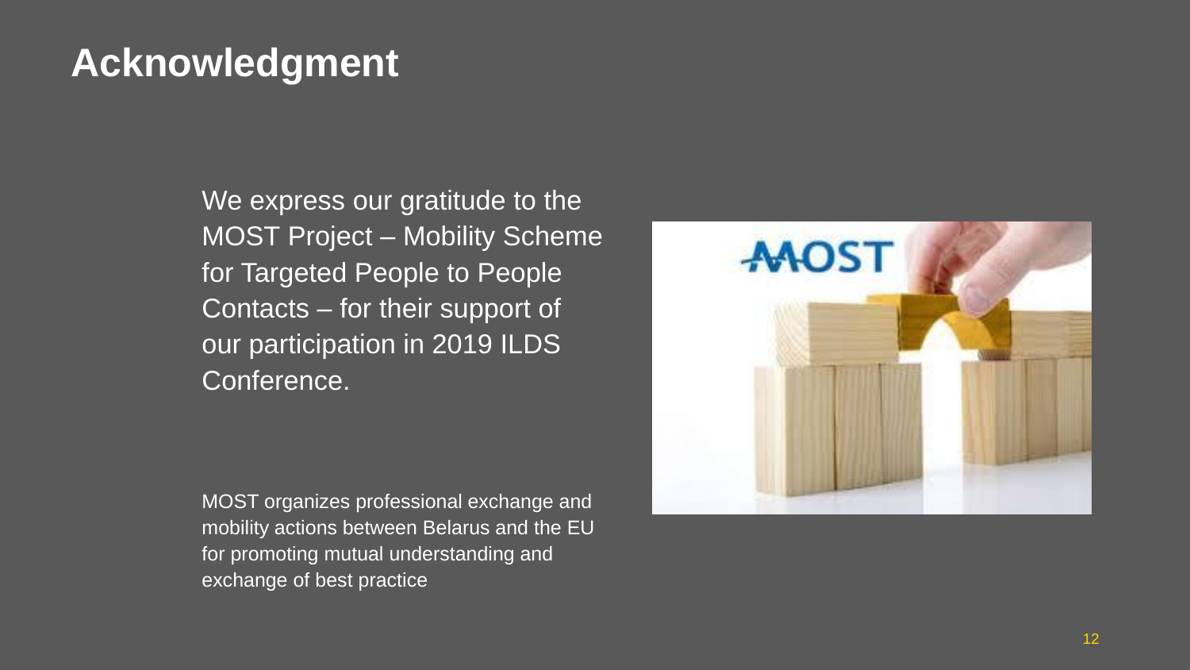# Acknowledgment

We express our gratitude to the MOST Project – Mobility Scheme for Targeted People to People Contacts – for their support of our participation in 2019 ILDS Conference.

MOST organizes professional exchange and mobility actions between Belarus and the EU for promoting mutual understanding and exchange of best practice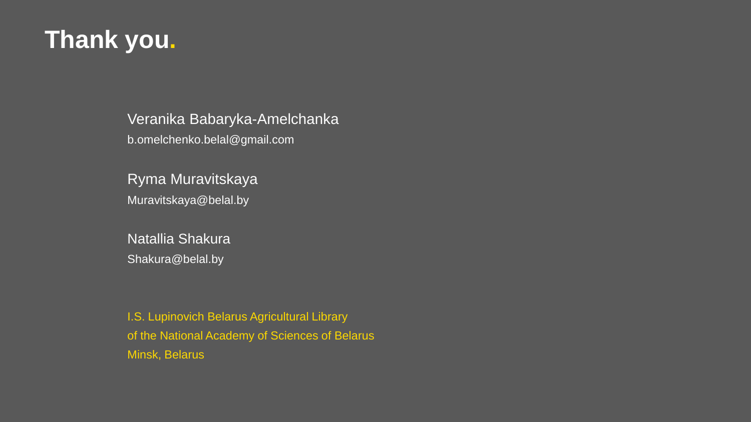# Thank you.

Veranika Babaryka-Amelchanka
b.omelchenko.belal@gmail.com

Ryma Muravitskaya
Muravitskaya@belal.by

Natallia Shakura
Shakura@belal.by

I.S. Lupinovich Belarus Agricultural Library
of the National Academy of Sciences of Belarus
Minsk, Belarus